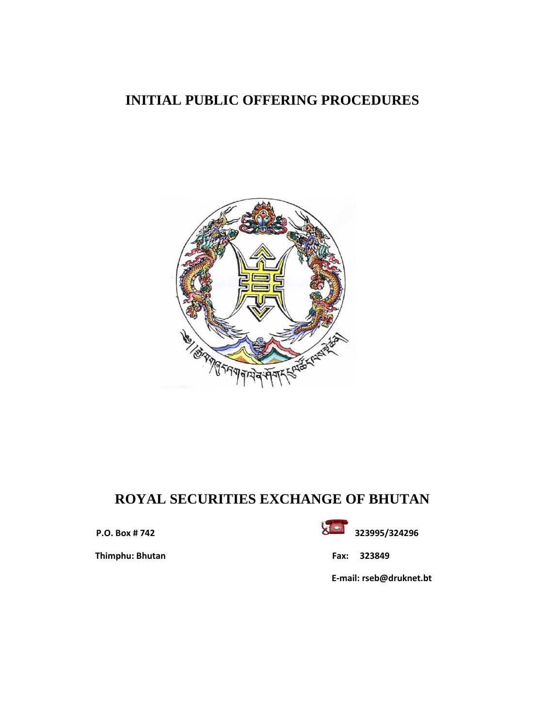# INITIAL PUBLIC OFFERING PROCEDURES

# ROYAL SECURITIES EXCHANGE OF BHUTAN

**P.O. Box # 742** 323995/324296

**Thimphu: Bhutan** **Fax: 323849**

**E-mail: rseb@druknet.bt**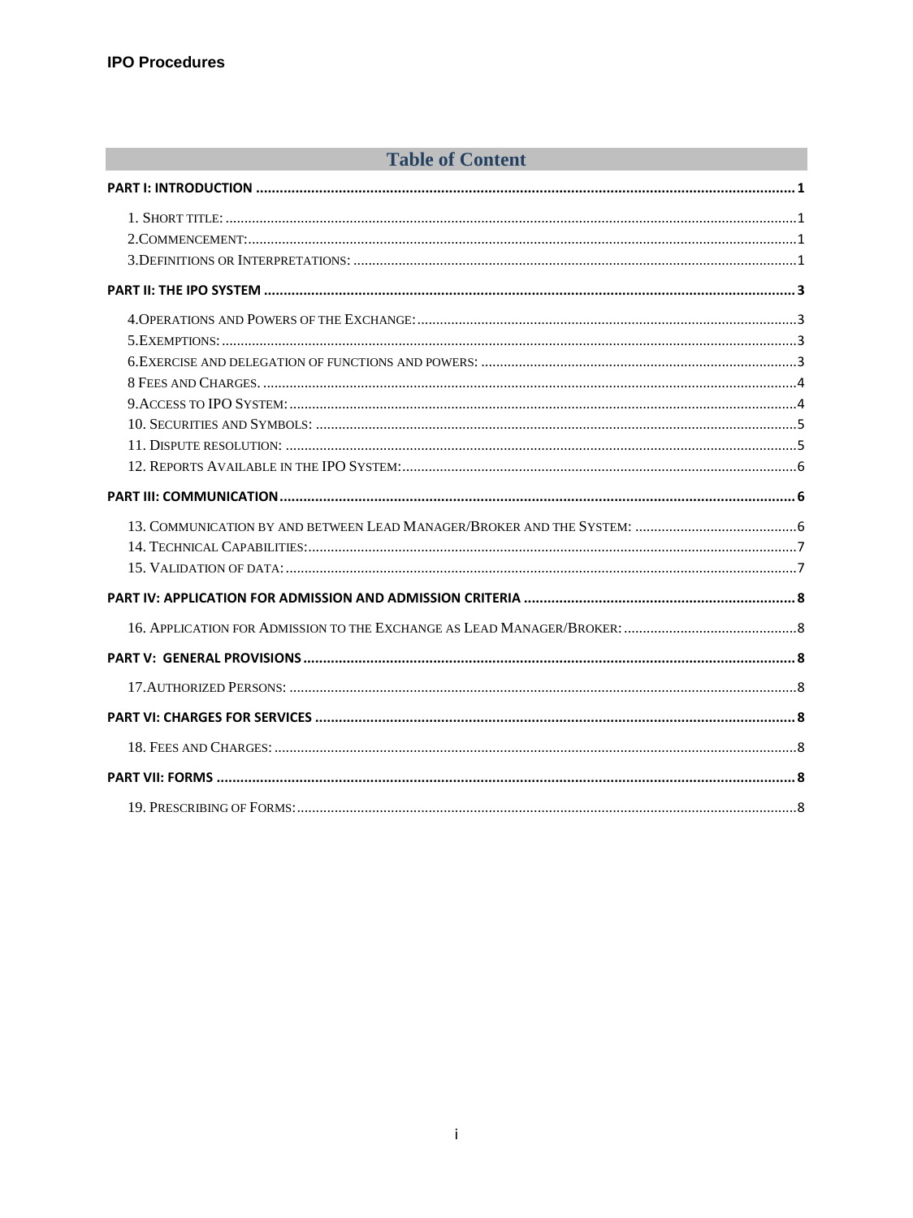# Table of Content

**PART I: INTRODUCTION** ........................................ 1

1. SHORT TITLE: ........................................ 1
2. COMMENCEMENT: ........................................ 1
3. DEFINITIONS OR INTERPRETATIONS: ........................................ 1

**PART II: THE IPO SYSTEM** ........................................ 3

4. OPERATIONS AND POWERS OF THE EXCHANGE: ........................................ 3
5. EXEMPTIONS: ........................................ 3
6. EXERCISE AND DELEGATION OF FUNCTIONS AND POWERS: ........................................ 3
8 FEES AND CHARGES. ........................................ 4
9. ACCESS TO IPO SYSTEM: ........................................ 4
10. SECURITIES AND SYMBOLS: ........................................ 5
11. DISPUTE RESOLUTION: ........................................ 5
12. REPORTS AVAILABLE IN THE IPO SYSTEM: ........................................ 6

**PART III: COMMUNICATION** ........................................ 6

13. COMMUNICATION BY AND BETWEEN LEAD MANAGER/BROKER AND THE SYSTEM: ........................................ 6
14. TECHNICAL CAPABILITIES: ........................................ 7
15. VALIDATION OF DATA: ........................................ 7

**PART IV: APPLICATION FOR ADMISSION AND ADMISSION CRITERIA** ........................................ 8

16. APPLICATION FOR ADMISSION TO THE EXCHANGE AS LEAD MANAGER/BROKER: ........................................ 8

**PART V: GENERAL PROVISIONS** ........................................ 8

17. AUTHORIZED PERSONS: ........................................ 8

**PART VI: CHARGES FOR SERVICES** ........................................ 8

18. FEES AND CHARGES: ........................................ 8

**PART VII: FORMS** ........................................ 8

19. PRESCRIBING OF FORMS: ........................................ 8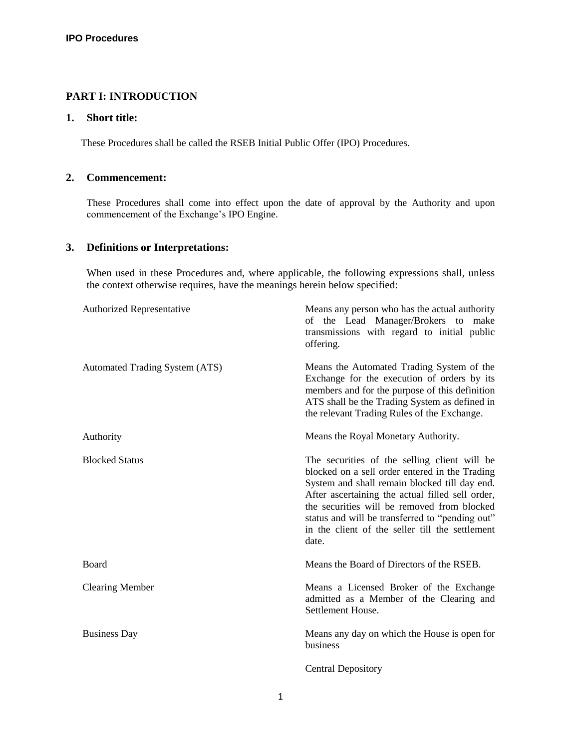## PART I: INTRODUCTION

### 1. Short title:

These Procedures shall be called the RSEB Initial Public Offer (IPO) Procedures.

### 2. Commencement:

These Procedures shall come into effect upon the date of approval by the Authority and upon commencement of the Exchange's IPO Engine.

### 3. Definitions or Interpretations:

When used in these Procedures and, where applicable, the following expressions shall, unless the context otherwise requires, have the meanings herein below specified:

| | |
|---|---|
| Authorized Representative | Means any person who has the actual authority of the Lead Manager/Brokers to make transmissions with regard to initial public offering. |
| Automated Trading System (ATS) | Means the Automated Trading System of the Exchange for the execution of orders by its members and for the purpose of this definition ATS shall be the Trading System as defined in the relevant Trading Rules of the Exchange. |
| Authority | Means the Royal Monetary Authority. |
| Blocked Status | The securities of the selling client will be blocked on a sell order entered in the Trading System and shall remain blocked till day end. After ascertaining the actual filled sell order, the securities will be removed from blocked status and will be transferred to "pending out" in the client of the seller till the settlement date. |
| Board | Means the Board of Directors of the RSEB. |
| Clearing Member | Means a Licensed Broker of the Exchange admitted as a Member of the Clearing and Settlement House. |
| Business Day | Means any day on which the House is open for business |
| | Central Depository |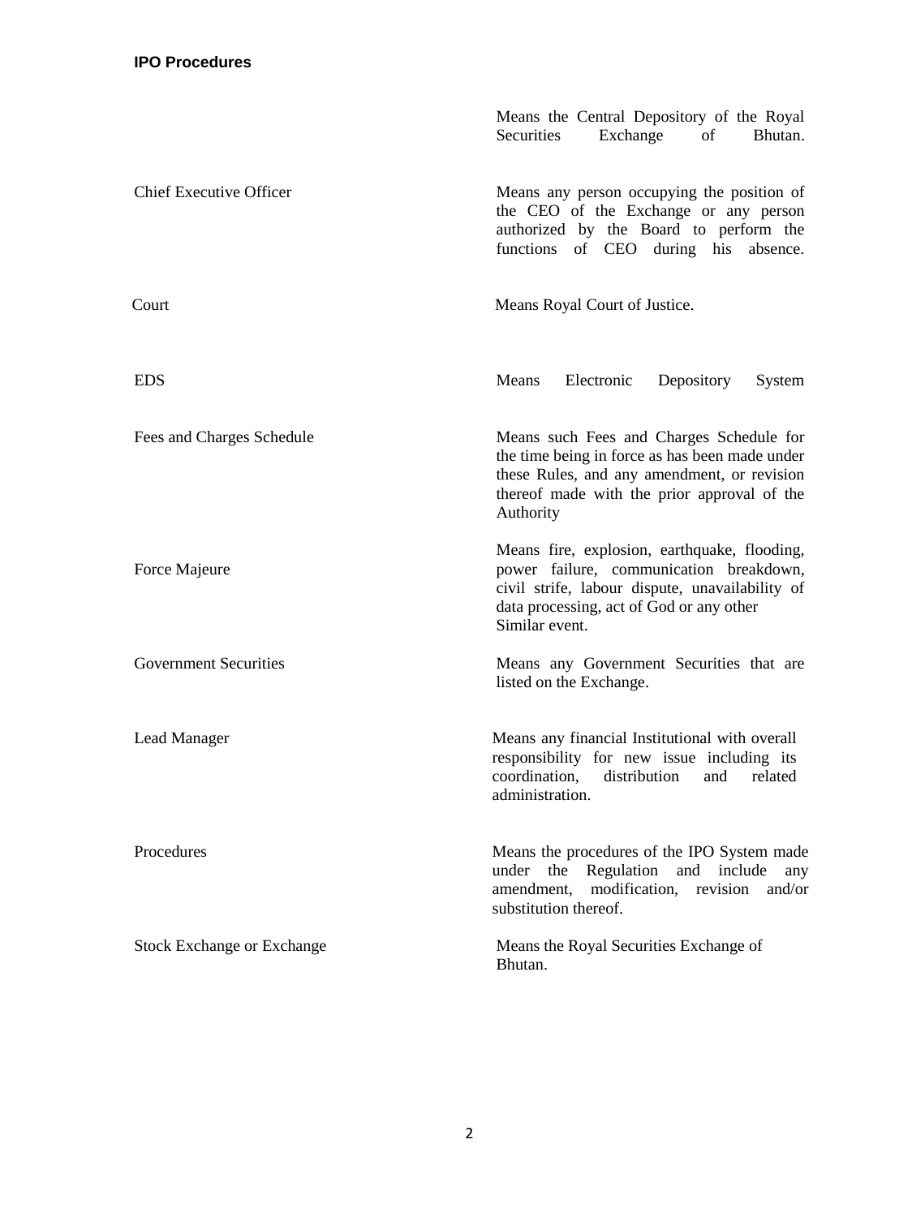| | |
|---|---|
| | Means the Central Depository of the Royal Securities Exchange of Bhutan. |
| Chief Executive Officer | Means any person occupying the position of the CEO of the Exchange or any person authorized by the Board to perform the functions of CEO during his absence. |
| Court | Means Royal Court of Justice. |
| EDS | Means Electronic Depository System |
| Fees and Charges Schedule | Means such Fees and Charges Schedule for the time being in force as has been made under these Rules, and any amendment, or revision thereof made with the prior approval of the Authority |
| Force Majeure | Means fire, explosion, earthquake, flooding, power failure, communication breakdown, civil strife, labour dispute, unavailability of data processing, act of God or any other Similar event. |
| Government Securities | Means any Government Securities that are listed on the Exchange. |
| Lead Manager | Means any financial Institutional with overall responsibility for new issue including its coordination, distribution and related administration. |
| Procedures | Means the procedures of the IPO System made under the Regulation and include any amendment, modification, revision and/or substitution thereof. |
| Stock Exchange or Exchange | Means the Royal Securities Exchange of Bhutan. |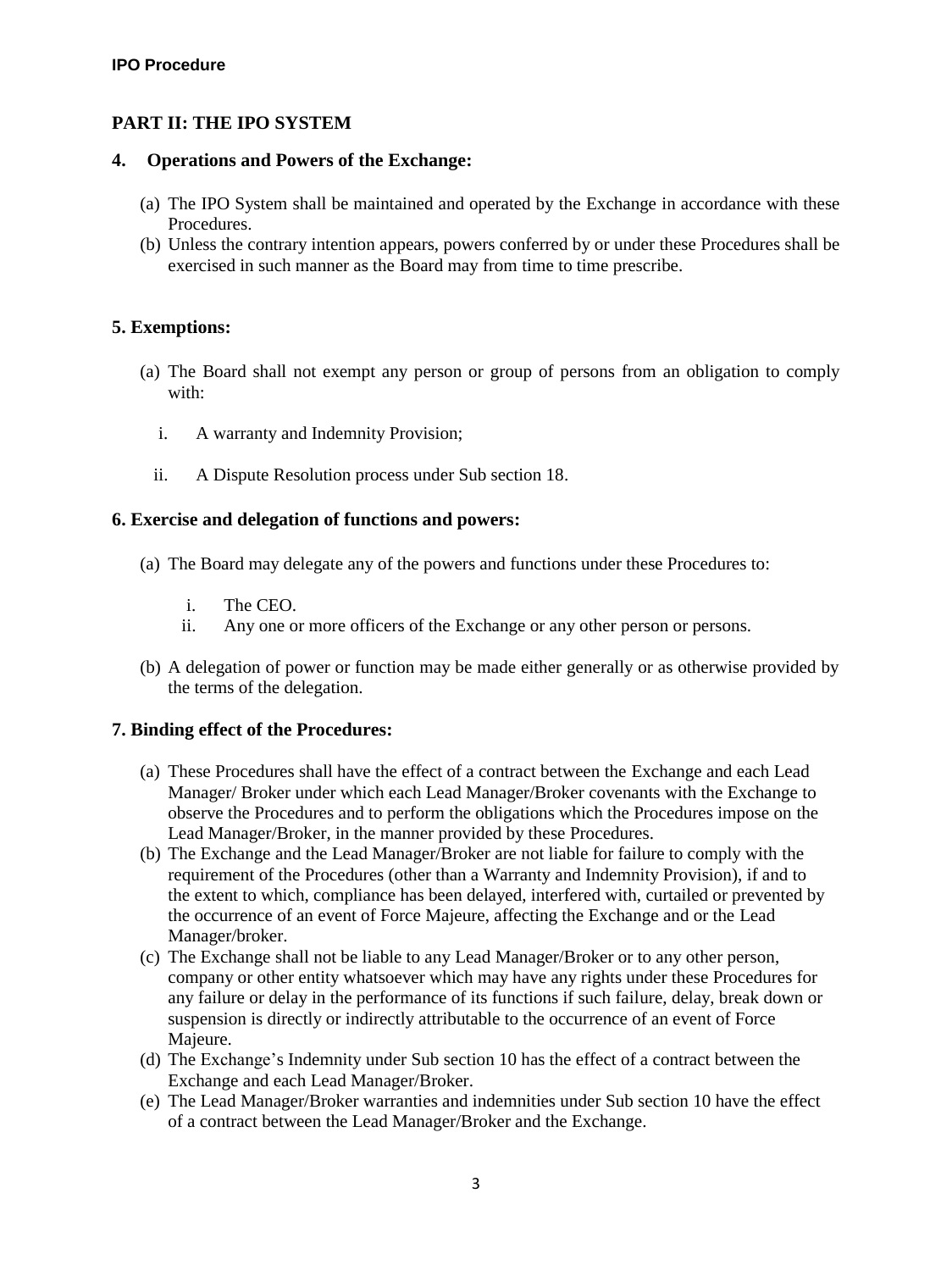## PART II: THE IPO SYSTEM

### 4. Operations and Powers of the Exchange:

(a) The IPO System shall be maintained and operated by the Exchange in accordance with these Procedures.

(b) Unless the contrary intention appears, powers conferred by or under these Procedures shall be exercised in such manner as the Board may from time to time prescribe.

### 5. Exemptions:

(a) The Board shall not exempt any person or group of persons from an obligation to comply with:

i. A warranty and Indemnity Provision;

ii. A Dispute Resolution process under Sub section 18.

### 6. Exercise and delegation of functions and powers:

(a) The Board may delegate any of the powers and functions under these Procedures to:

i. The CEO.

ii. Any one or more officers of the Exchange or any other person or persons.

(b) A delegation of power or function may be made either generally or as otherwise provided by the terms of the delegation.

### 7. Binding effect of the Procedures:

(a) These Procedures shall have the effect of a contract between the Exchange and each Lead Manager/ Broker under which each Lead Manager/Broker covenants with the Exchange to observe the Procedures and to perform the obligations which the Procedures impose on the Lead Manager/Broker, in the manner provided by these Procedures.

(b) The Exchange and the Lead Manager/Broker are not liable for failure to comply with the requirement of the Procedures (other than a Warranty and Indemnity Provision), if and to the extent to which, compliance has been delayed, interfered with, curtailed or prevented by the occurrence of an event of Force Majeure, affecting the Exchange and or the Lead Manager/broker.

(c) The Exchange shall not be liable to any Lead Manager/Broker or to any other person, company or other entity whatsoever which may have any rights under these Procedures for any failure or delay in the performance of its functions if such failure, delay, break down or suspension is directly or indirectly attributable to the occurrence of an event of Force Majeure.

(d) The Exchange's Indemnity under Sub section 10 has the effect of a contract between the Exchange and each Lead Manager/Broker.

(e) The Lead Manager/Broker warranties and indemnities under Sub section 10 have the effect of a contract between the Lead Manager/Broker and the Exchange.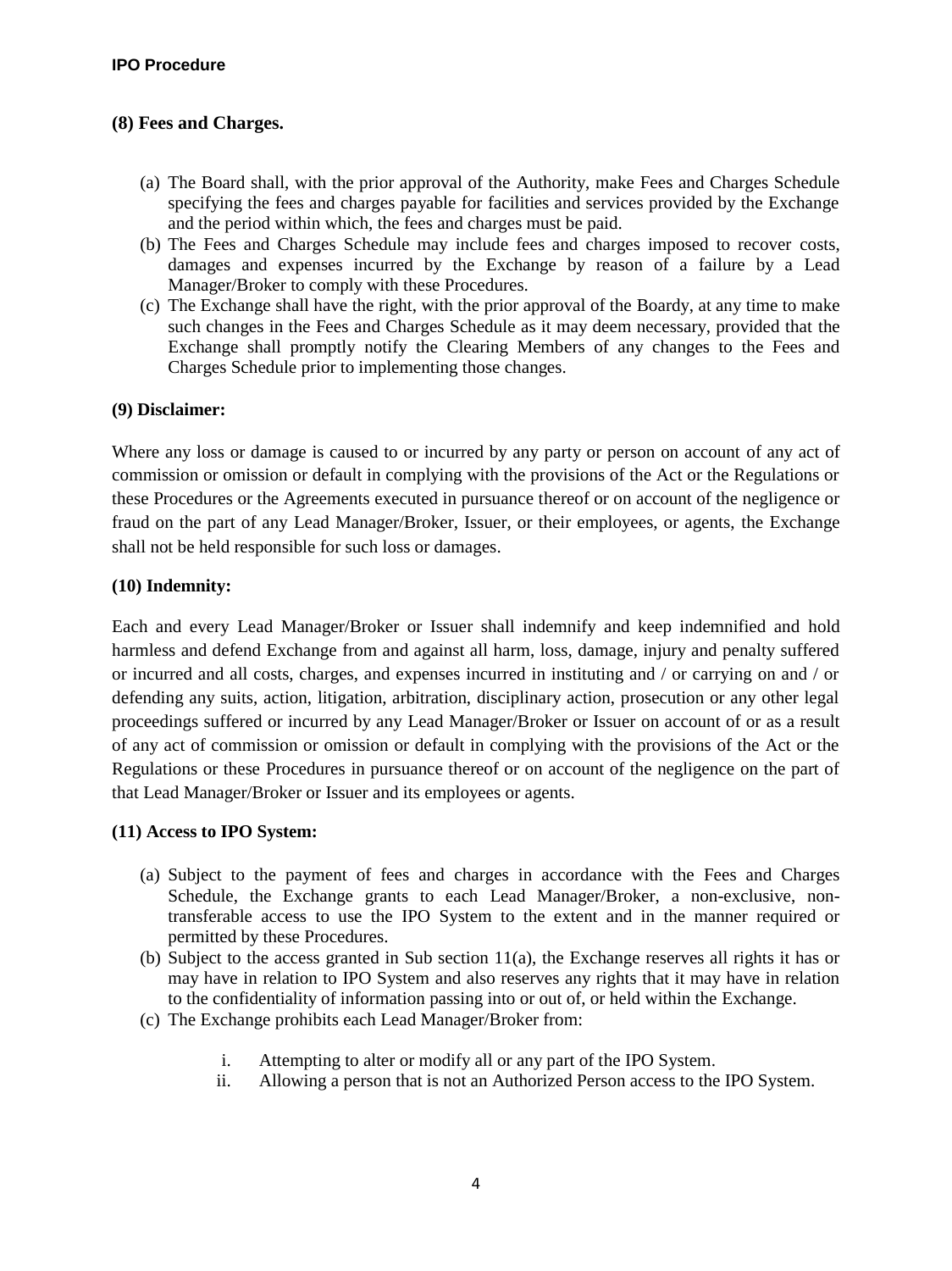**(8) Fees and Charges.**

(a) The Board shall, with the prior approval of the Authority, make Fees and Charges Schedule specifying the fees and charges payable for facilities and services provided by the Exchange and the period within which, the fees and charges must be paid.
(b) The Fees and Charges Schedule may include fees and charges imposed to recover costs, damages and expenses incurred by the Exchange by reason of a failure by a Lead Manager/Broker to comply with these Procedures.
(c) The Exchange shall have the right, with the prior approval of the Boardy, at any time to make such changes in the Fees and Charges Schedule as it may deem necessary, provided that the Exchange shall promptly notify the Clearing Members of any changes to the Fees and Charges Schedule prior to implementing those changes.

**(9) Disclaimer:**

Where any loss or damage is caused to or incurred by any party or person on account of any act of commission or omission or default in complying with the provisions of the Act or the Regulations or these Procedures or the Agreements executed in pursuance thereof or on account of the negligence or fraud on the part of any Lead Manager/Broker, Issuer, or their employees, or agents, the Exchange shall not be held responsible for such loss or damages.

**(10) Indemnity:**

Each and every Lead Manager/Broker or Issuer shall indemnify and keep indemnified and hold harmless and defend Exchange from and against all harm, loss, damage, injury and penalty suffered or incurred and all costs, charges, and expenses incurred in instituting and / or carrying on and / or defending any suits, action, litigation, arbitration, disciplinary action, prosecution or any other legal proceedings suffered or incurred by any Lead Manager/Broker or Issuer on account of or as a result of any act of commission or omission or default in complying with the provisions of the Act or the Regulations or these Procedures in pursuance thereof or on account of the negligence on the part of that Lead Manager/Broker or Issuer and its employees or agents.

**(11) Access to IPO System:**

(a) Subject to the payment of fees and charges in accordance with the Fees and Charges Schedule, the Exchange grants to each Lead Manager/Broker, a non-exclusive, non-transferable access to use the IPO System to the extent and in the manner required or permitted by these Procedures.
(b) Subject to the access granted in Sub section 11(a), the Exchange reserves all rights it has or may have in relation to IPO System and also reserves any rights that it may have in relation to the confidentiality of information passing into or out of, or held within the Exchange.
(c) The Exchange prohibits each Lead Manager/Broker from:

    i. Attempting to alter or modify all or any part of the IPO System.
    ii. Allowing a person that is not an Authorized Person access to the IPO System.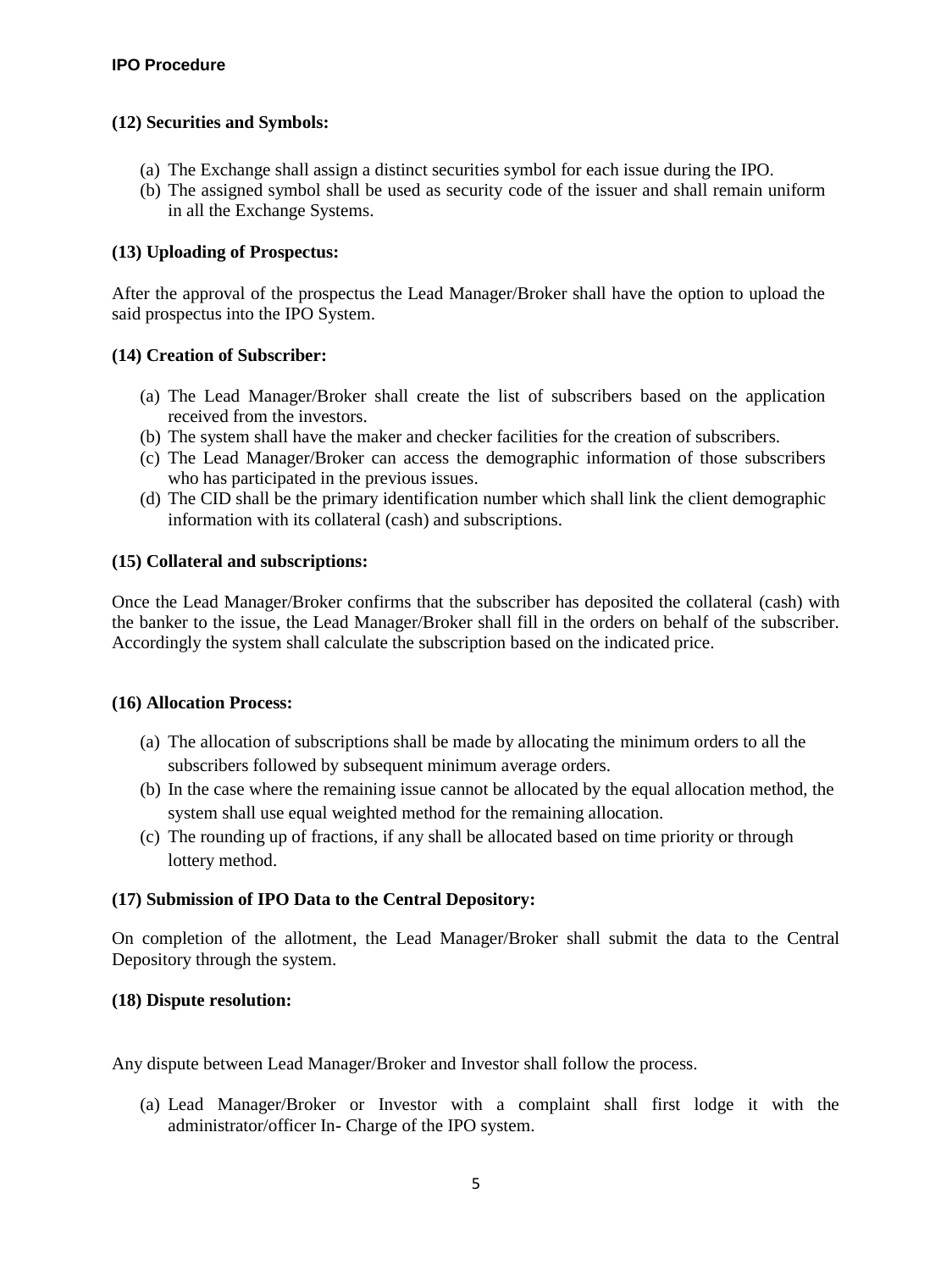**(12) Securities and Symbols:**

(a) The Exchange shall assign a distinct securities symbol for each issue during the IPO.
(b) The assigned symbol shall be used as security code of the issuer and shall remain uniform in all the Exchange Systems.

**(13) Uploading of Prospectus:**

After the approval of the prospectus the Lead Manager/Broker shall have the option to upload the said prospectus into the IPO System.

**(14) Creation of Subscriber:**

(a) The Lead Manager/Broker shall create the list of subscribers based on the application received from the investors.
(b) The system shall have the maker and checker facilities for the creation of subscribers.
(c) The Lead Manager/Broker can access the demographic information of those subscribers who has participated in the previous issues.
(d) The CID shall be the primary identification number which shall link the client demographic information with its collateral (cash) and subscriptions.

**(15) Collateral and subscriptions:**

Once the Lead Manager/Broker confirms that the subscriber has deposited the collateral (cash) with the banker to the issue, the Lead Manager/Broker shall fill in the orders on behalf of the subscriber. Accordingly the system shall calculate the subscription based on the indicated price.

**(16) Allocation Process:**

(a) The allocation of subscriptions shall be made by allocating the minimum orders to all the subscribers followed by subsequent minimum average orders.
(b) In the case where the remaining issue cannot be allocated by the equal allocation method, the system shall use equal weighted method for the remaining allocation.
(c) The rounding up of fractions, if any shall be allocated based on time priority or through lottery method.

**(17) Submission of IPO Data to the Central Depository:**

On completion of the allotment, the Lead Manager/Broker shall submit the data to the Central Depository through the system.

**(18) Dispute resolution:**

Any dispute between Lead Manager/Broker and Investor shall follow the process.

(a) Lead Manager/Broker or Investor with a complaint shall first lodge it with the administrator/officer In- Charge of the IPO system.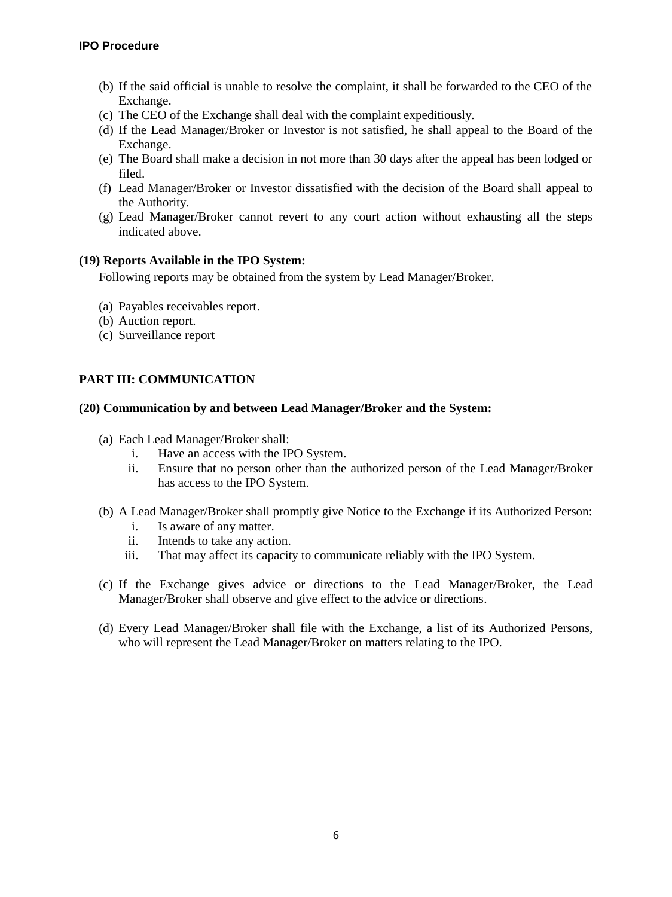(b) If the said official is unable to resolve the complaint, it shall be forwarded to the CEO of the Exchange.
(c) The CEO of the Exchange shall deal with the complaint expeditiously.
(d) If the Lead Manager/Broker or Investor is not satisfied, he shall appeal to the Board of the Exchange.
(e) The Board shall make a decision in not more than 30 days after the appeal has been lodged or filed.
(f) Lead Manager/Broker or Investor dissatisfied with the decision of the Board shall appeal to the Authority.
(g) Lead Manager/Broker cannot revert to any court action without exhausting all the steps indicated above.

**(19) Reports Available in the IPO System:**

Following reports may be obtained from the system by Lead Manager/Broker.

(a) Payables receivables report.
(b) Auction report.
(c) Surveillance report

## PART III: COMMUNICATION

**(20) Communication by and between Lead Manager/Broker and the System:**

(a) Each Lead Manager/Broker shall:
   i. Have an access with the IPO System.
   ii. Ensure that no person other than the authorized person of the Lead Manager/Broker has access to the IPO System.

(b) A Lead Manager/Broker shall promptly give Notice to the Exchange if its Authorized Person:
   i. Is aware of any matter.
   ii. Intends to take any action.
   iii. That may affect its capacity to communicate reliably with the IPO System.

(c) If the Exchange gives advice or directions to the Lead Manager/Broker, the Lead Manager/Broker shall observe and give effect to the advice or directions.

(d) Every Lead Manager/Broker shall file with the Exchange, a list of its Authorized Persons, who will represent the Lead Manager/Broker on matters relating to the IPO.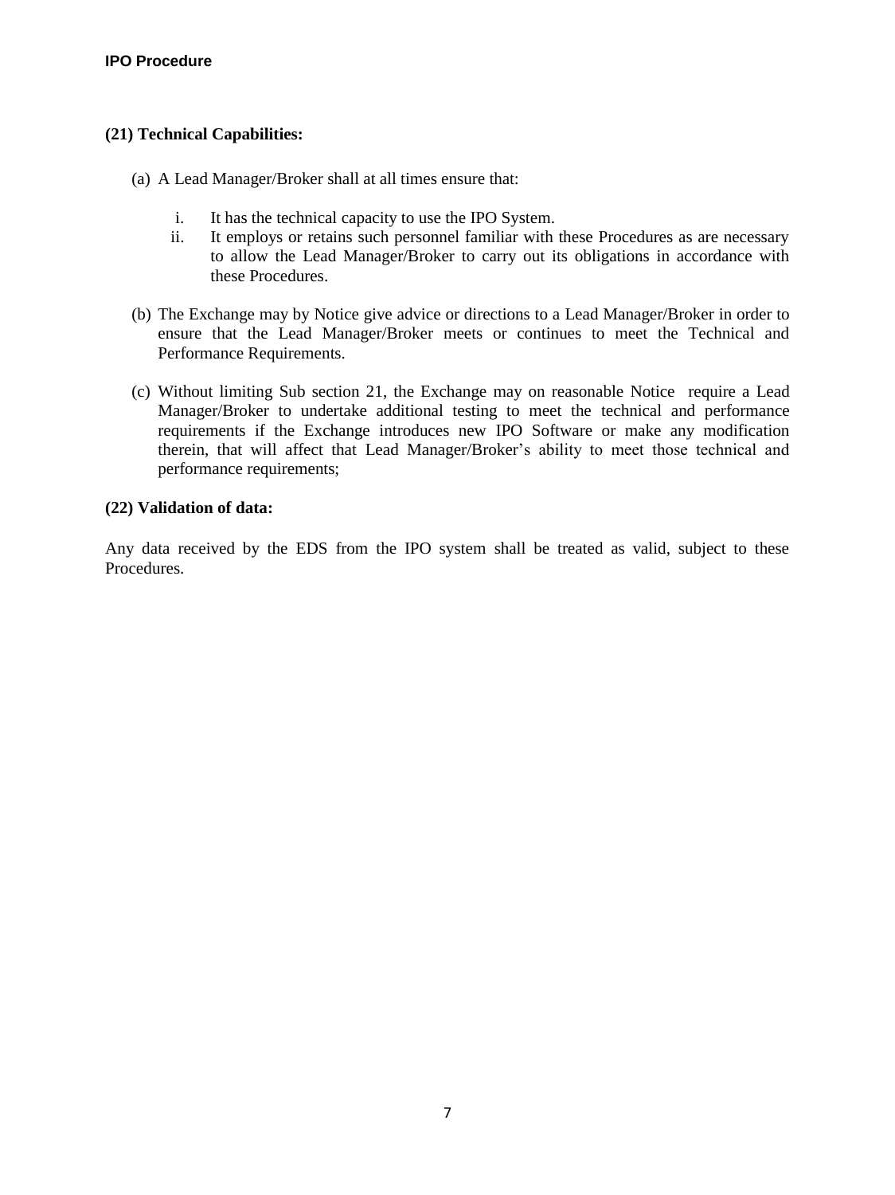**(21) Technical Capabilities:**

(a) A Lead Manager/Broker shall at all times ensure that:

i. It has the technical capacity to use the IPO System.
ii. It employs or retains such personnel familiar with these Procedures as are necessary to allow the Lead Manager/Broker to carry out its obligations in accordance with these Procedures.

(b) The Exchange may by Notice give advice or directions to a Lead Manager/Broker in order to ensure that the Lead Manager/Broker meets or continues to meet the Technical and Performance Requirements.

(c) Without limiting Sub section 21, the Exchange may on reasonable Notice require a Lead Manager/Broker to undertake additional testing to meet the technical and performance requirements if the Exchange introduces new IPO Software or make any modification therein, that will affect that Lead Manager/Broker's ability to meet those technical and performance requirements;

**(22) Validation of data:**

Any data received by the EDS from the IPO system shall be treated as valid, subject to these Procedures.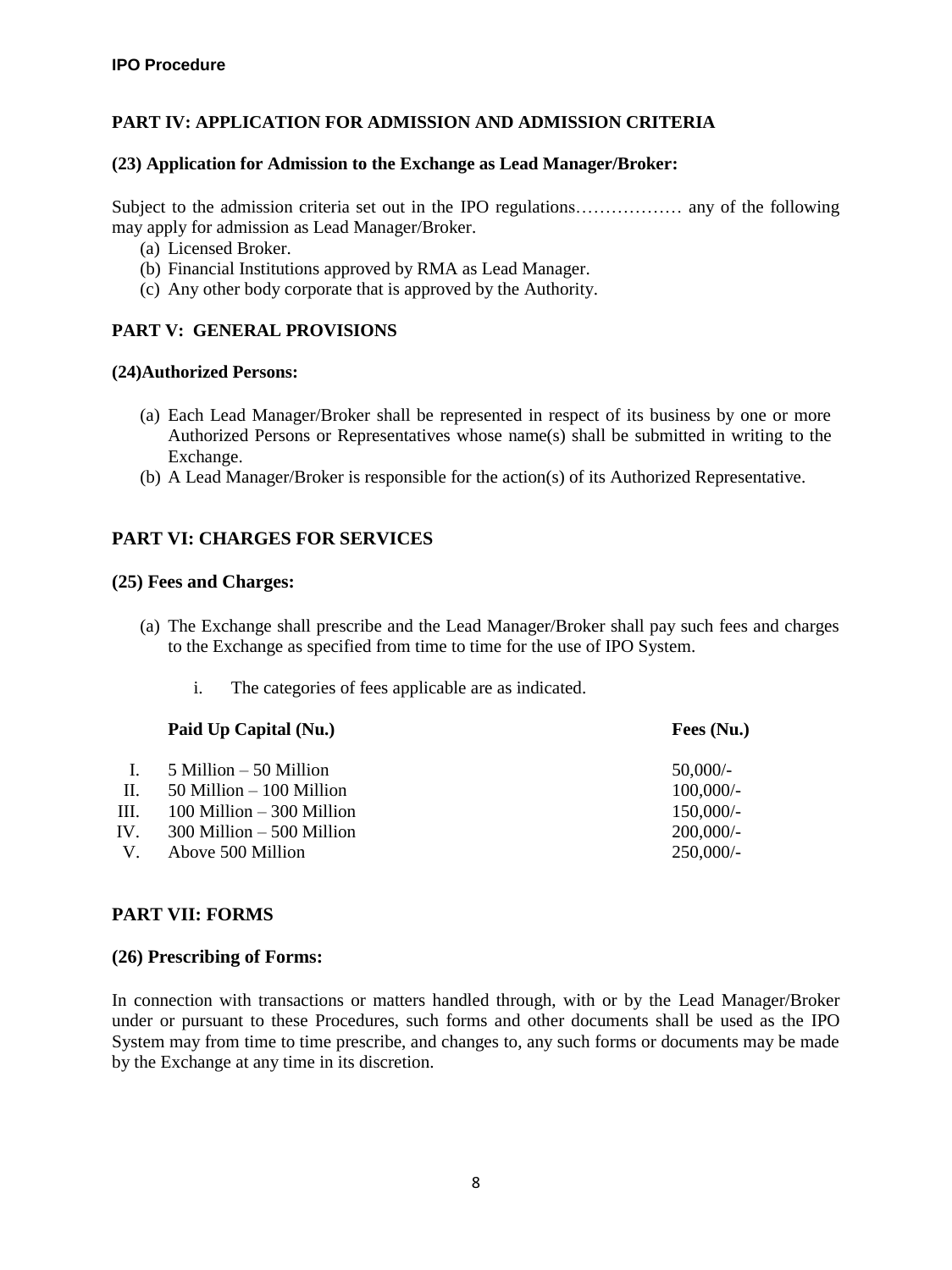## PART IV: APPLICATION FOR ADMISSION AND ADMISSION CRITERIA

### (23) Application for Admission to the Exchange as Lead Manager/Broker:

Subject to the admission criteria set out in the IPO regulations……………… any of the following may apply for admission as Lead Manager/Broker.

(a) Licensed Broker.
(b) Financial Institutions approved by RMA as Lead Manager.
(c) Any other body corporate that is approved by the Authority.

## PART V: GENERAL PROVISIONS

### (24)Authorized Persons:

(a) Each Lead Manager/Broker shall be represented in respect of its business by one or more Authorized Persons or Representatives whose name(s) shall be submitted in writing to the Exchange.
(b) A Lead Manager/Broker is responsible for the action(s) of its Authorized Representative.

## PART VI: CHARGES FOR SERVICES

### (25) Fees and Charges:

(a) The Exchange shall prescribe and the Lead Manager/Broker shall pay such fees and charges to the Exchange as specified from time to time for the use of IPO System.

i. The categories of fees applicable are as indicated.

| | Paid Up Capital (Nu.) | Fees (Nu.) |
|---|---|---|
| I. | 5 Million – 50 Million | 50,000/- |
| II. | 50 Million – 100 Million | 100,000/- |
| III. | 100 Million – 300 Million | 150,000/- |
| IV. | 300 Million – 500 Million | 200,000/- |
| V. | Above 500 Million | 250,000/- |

## PART VII: FORMS

### (26) Prescribing of Forms:

In connection with transactions or matters handled through, with or by the Lead Manager/Broker under or pursuant to these Procedures, such forms and other documents shall be used as the IPO System may from time to time prescribe, and changes to, any such forms or documents may be made by the Exchange at any time in its discretion.